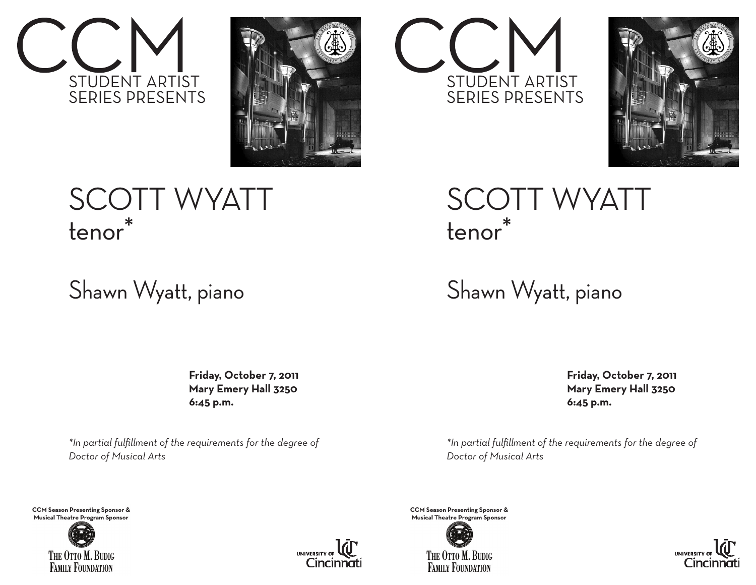# CCM

STUDENT ARTIST SERIES PRESENTS

# SCOTT WYATT

## tenor*

## Shawn Wyatt, piano

**Friday, October 7, 2011**
**Mary Emery Hall 3250**
**6:45 p.m.**

*\*In partial fulfillment of the requirements for the degree of Doctor of Musical Arts*

**CCM Season Presenting Sponsor & Musical Theatre Program Sponsor**

THE OTTO M. BUDIG FAMILY FOUNDATION

UNIVERSITY OF Cincinnati

# CCM

STUDENT ARTIST SERIES PRESENTS

# SCOTT WYATT

## tenor*

## Shawn Wyatt, piano

**Friday, October 7, 2011**
**Mary Emery Hall 3250**
**6:45 p.m.**

*\*In partial fulfillment of the requirements for the degree of Doctor of Musical Arts*

**CCM Season Presenting Sponsor & Musical Theatre Program Sponsor**

THE OTTO M. BUDIG FAMILY FOUNDATION

UNIVERSITY OF Cincinnati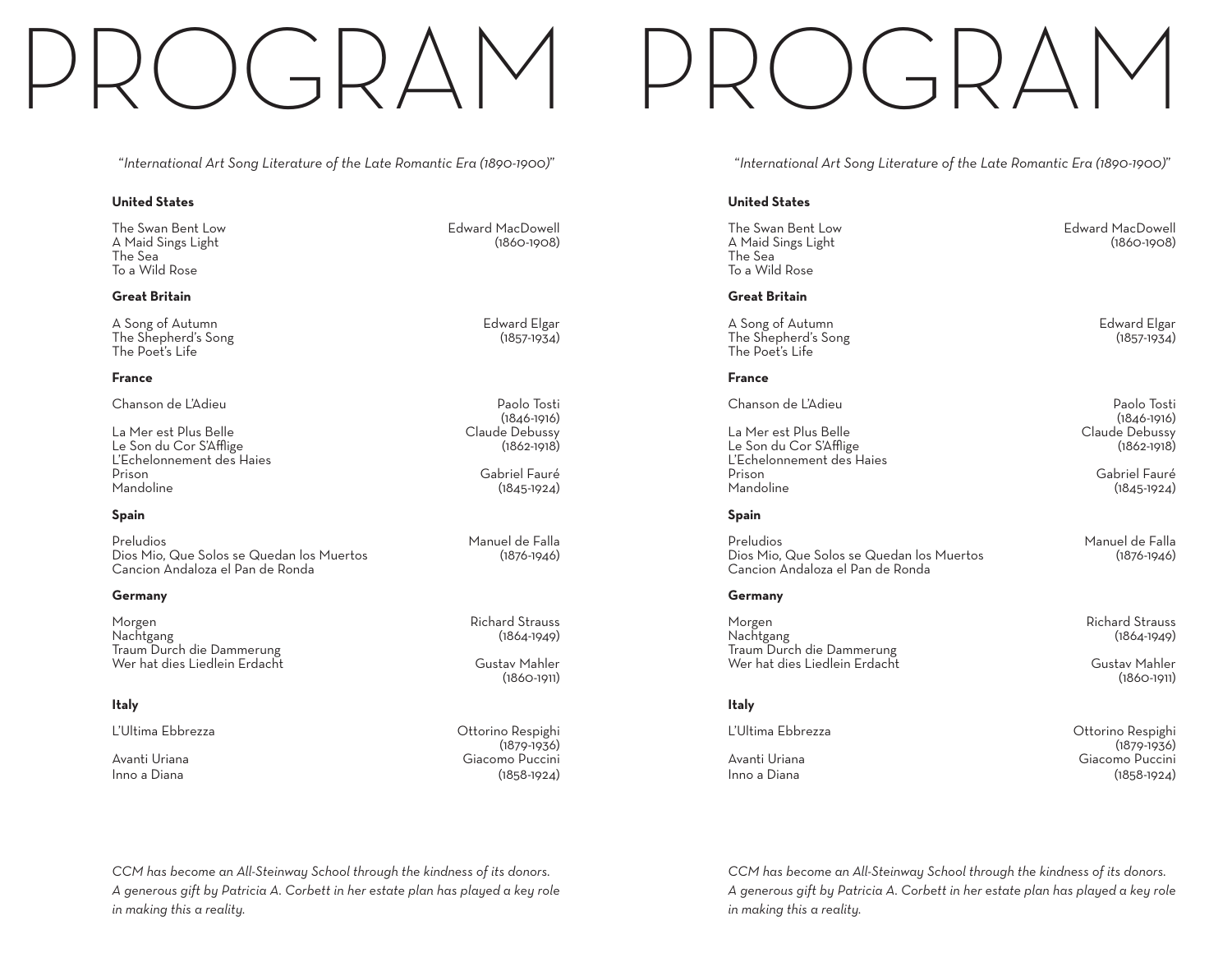# PROGRAM

*"International Art Song Literature of the Late Romantic Era (1890-1900)"*

**United States**

| | |
|---|---|
| The Swan Bent Low | Edward MacDowell |
| A Maid Sings Light | (1860-1908) |
| The Sea | |
| To a Wild Rose | |

**Great Britain**

| | |
|---|---|
| A Song of Autumn | Edward Elgar |
| The Shepherd's Song | (1857-1934) |
| The Poet's Life | |

**France**

| | |
|---|---|
| Chanson de L'Adieu | Paolo Tosti |
| | (1846-1916) |
| La Mer est Plus Belle | Claude Debussy |
| Le Son du Cor S'Afflige | (1862-1918) |
| L'Echelonnement des Haies | |
| Prison | Gabriel Fauré |
| Mandoline | (1845-1924) |

**Spain**

| | |
|---|---|
| Preludios | Manuel de Falla |
| Dios Mio, Que Solos se Quedan los Muertos | (1876-1946) |
| Cancion Andaloza el Pan de Ronda | |

**Germany**

| | |
|---|---|
| Morgen | Richard Strauss |
| Nachtgang | (1864-1949) |
| Traum Durch die Dammerung | |
| Wer hat dies Liedlein Erdacht | Gustav Mahler |
| | (1860-1911) |

**Italy**

| | |
|---|---|
| L'Ultima Ebbrezza | Ottorino Respighi |
| | (1879-1936) |
| Avanti Uriana | Giacomo Puccini |
| Inno a Diana | (1858-1924) |

*CCM has become an All-Steinway School through the kindness of its donors. A generous gift by Patricia A. Corbett in her estate plan has played a key role in making this a reality.*

# PROGRAM

*"International Art Song Literature of the Late Romantic Era (1890-1900)"*

**United States**

| | |
|---|---|
| The Swan Bent Low | Edward MacDowell |
| A Maid Sings Light | (1860-1908) |
| The Sea | |
| To a Wild Rose | |

**Great Britain**

| | |
|---|---|
| A Song of Autumn | Edward Elgar |
| The Shepherd's Song | (1857-1934) |
| The Poet's Life | |

**France**

| | |
|---|---|
| Chanson de L'Adieu | Paolo Tosti |
| | (1846-1916) |
| La Mer est Plus Belle | Claude Debussy |
| Le Son du Cor S'Afflige | (1862-1918) |
| L'Echelonnement des Haies | |
| Prison | Gabriel Fauré |
| Mandoline | (1845-1924) |

**Spain**

| | |
|---|---|
| Preludios | Manuel de Falla |
| Dios Mio, Que Solos se Quedan los Muertos | (1876-1946) |
| Cancion Andaloza el Pan de Ronda | |

**Germany**

| | |
|---|---|
| Morgen | Richard Strauss |
| Nachtgang | (1864-1949) |
| Traum Durch die Dammerung | |
| Wer hat dies Liedlein Erdacht | Gustav Mahler |
| | (1860-1911) |

**Italy**

| | |
|---|---|
| L'Ultima Ebbrezza | Ottorino Respighi |
| | (1879-1936) |
| Avanti Uriana | Giacomo Puccini |
| Inno a Diana | (1858-1924) |

*CCM has become an All-Steinway School through the kindness of its donors. A generous gift by Patricia A. Corbett in her estate plan has played a key role in making this a reality.*